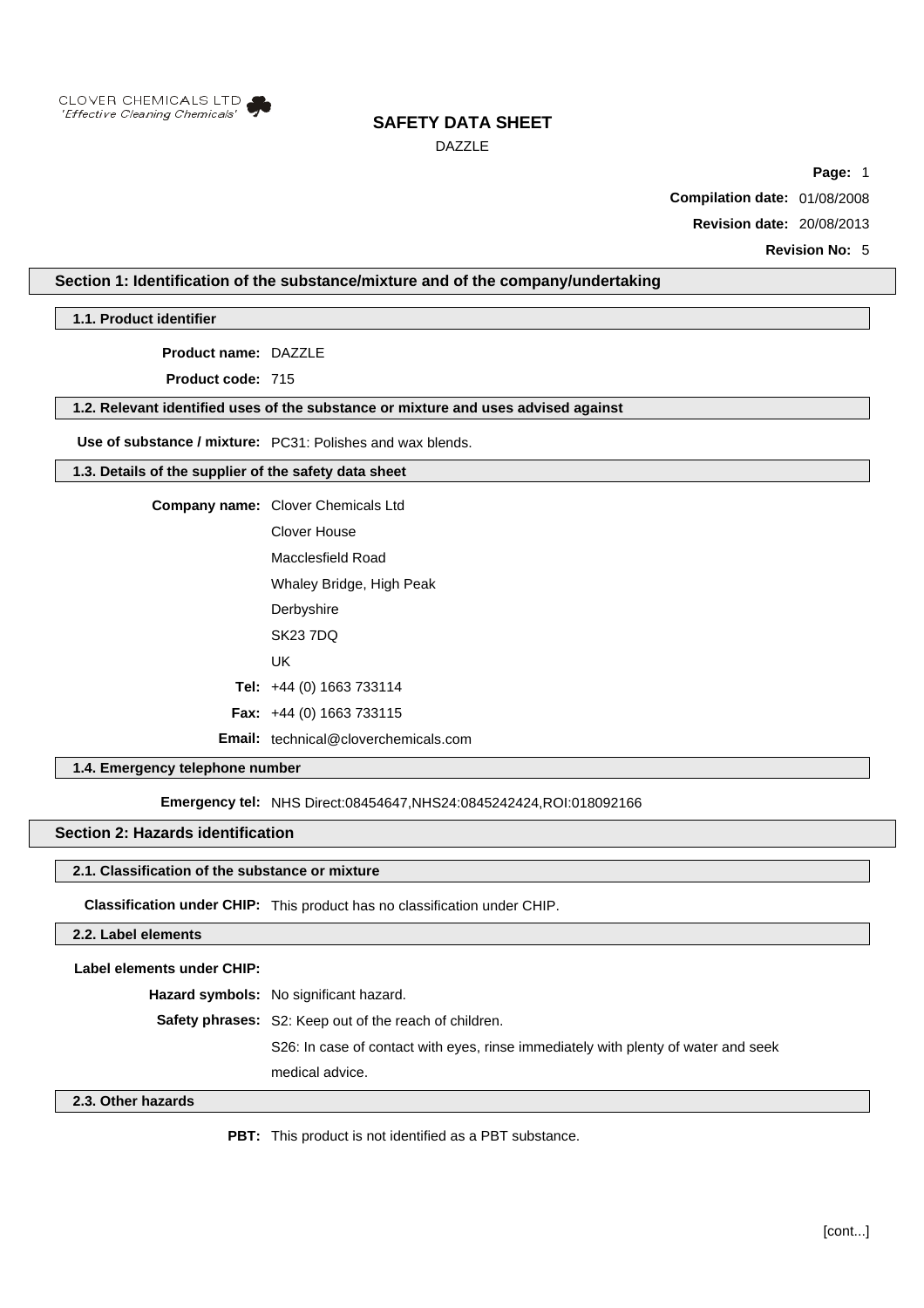CLOVER CHEMICALS LTD
*'Effective Cleaning Chemicals'*

# SAFETY DATA SHEET

DAZZLE

**Compilation date:** 01/08/2008

**Revision date:** 20/08/2013

**Revision No:** 5

## Section 1: Identification of the substance/mixture and of the company/undertaking

### 1.1. Product identifier

**Product name:** DAZZLE

**Product code:** 715

### 1.2. Relevant identified uses of the substance or mixture and uses advised against

**Use of substance / mixture:** PC31: Polishes and wax blends.

### 1.3. Details of the supplier of the safety data sheet

**Company name:** Clover Chemicals Ltd
Clover House
Macclesfield Road
Whaley Bridge, High Peak
Derbyshire
SK23 7DQ
UK

**Tel:** +44 (0) 1663 733114

**Fax:** +44 (0) 1663 733115

**Email:** technical@cloverchemicals.com

### 1.4. Emergency telephone number

**Emergency tel:** NHS Direct:08454647,NHS24:0845242424,ROI:018092166

## Section 2: Hazards identification

### 2.1. Classification of the substance or mixture

**Classification under CHIP:** This product has no classification under CHIP.

### 2.2. Label elements

**Label elements under CHIP:**

**Hazard symbols:** No significant hazard.

**Safety phrases:** S2: Keep out of the reach of children.
S26: In case of contact with eyes, rinse immediately with plenty of water and seek medical advice.

### 2.3. Other hazards

**PBT:** This product is not identified as a PBT substance.

[cont...]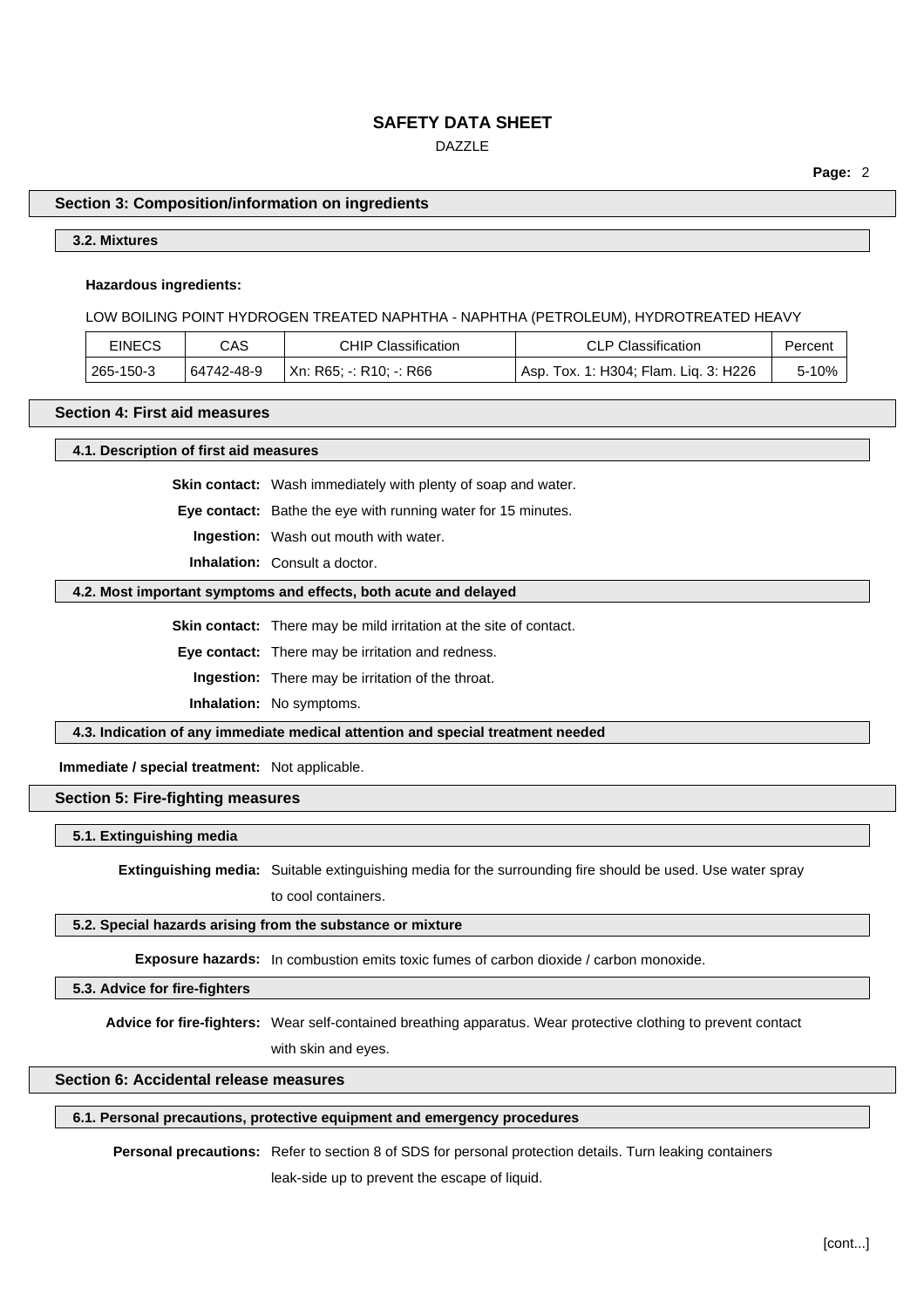## Section 3: Composition/information on ingredients

### 3.2. Mixtures

**Hazardous ingredients:**

LOW BOILING POINT HYDROGEN TREATED NAPHTHA - NAPHTHA (PETROLEUM), HYDROTREATED HEAVY

| EINECS | CAS | CHIP Classification | CLP Classification | Percent |
|---|---|---|---|---|
| 265-150-3 | 64742-48-9 | Xn: R65; -: R10; -: R66 | Asp. Tox. 1: H304; Flam. Liq. 3: H226 | 5-10% |

## Section 4: First aid measures

### 4.1. Description of first aid measures

**Skin contact:** Wash immediately with plenty of soap and water.

**Eye contact:** Bathe the eye with running water for 15 minutes.

**Ingestion:** Wash out mouth with water.

**Inhalation:** Consult a doctor.

### 4.2. Most important symptoms and effects, both acute and delayed

**Skin contact:** There may be mild irritation at the site of contact.

**Eye contact:** There may be irritation and redness.

**Ingestion:** There may be irritation of the throat.

**Inhalation:** No symptoms.

### 4.3. Indication of any immediate medical attention and special treatment needed

**Immediate / special treatment:** Not applicable.

## Section 5: Fire-fighting measures

### 5.1. Extinguishing media

**Extinguishing media:** Suitable extinguishing media for the surrounding fire should be used. Use water spray to cool containers.

### 5.2. Special hazards arising from the substance or mixture

**Exposure hazards:** In combustion emits toxic fumes of carbon dioxide / carbon monoxide.

### 5.3. Advice for fire-fighters

**Advice for fire-fighters:** Wear self-contained breathing apparatus. Wear protective clothing to prevent contact with skin and eyes.

## Section 6: Accidental release measures

### 6.1. Personal precautions, protective equipment and emergency procedures

**Personal precautions:** Refer to section 8 of SDS for personal protection details. Turn leaking containers leak-side up to prevent the escape of liquid.

[cont...]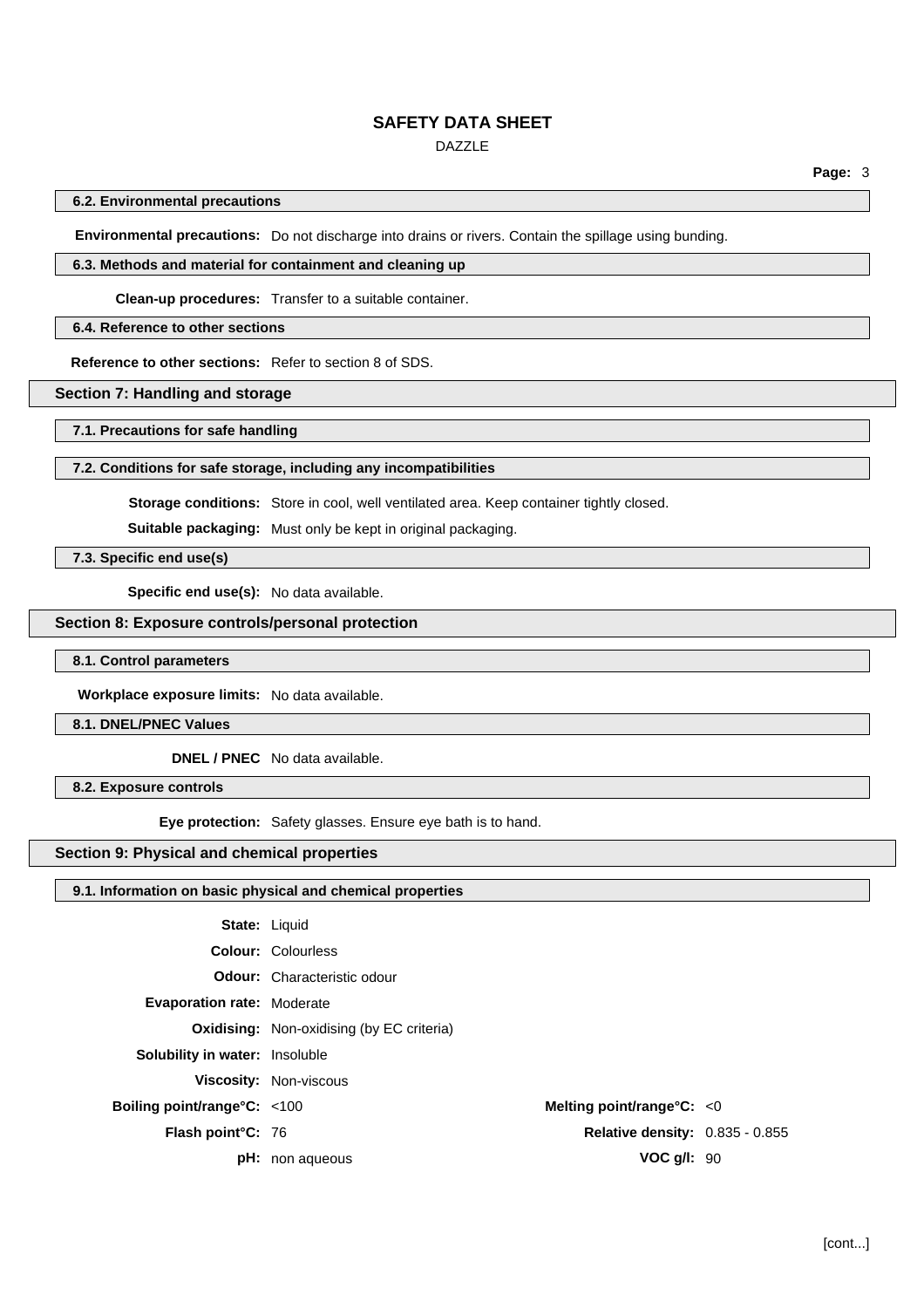#### 6.2. Environmental precautions

**Environmental precautions:** Do not discharge into drains or rivers. Contain the spillage using bunding.

#### 6.3. Methods and material for containment and cleaning up

**Clean-up procedures:** Transfer to a suitable container.

#### 6.4. Reference to other sections

**Reference to other sections:** Refer to section 8 of SDS.

## Section 7: Handling and storage

#### 7.1. Precautions for safe handling

#### 7.2. Conditions for safe storage, including any incompatibilities

**Storage conditions:** Store in cool, well ventilated area. Keep container tightly closed.

**Suitable packaging:** Must only be kept in original packaging.

#### 7.3. Specific end use(s)

**Specific end use(s):** No data available.

## Section 8: Exposure controls/personal protection

#### 8.1. Control parameters

**Workplace exposure limits:** No data available.

#### 8.1. DNEL/PNEC Values

**DNEL / PNEC** No data available.

#### 8.2. Exposure controls

**Eye protection:** Safety glasses. Ensure eye bath is to hand.

## Section 9: Physical and chemical properties

#### 9.1. Information on basic physical and chemical properties

**State:** Liquid

**Colour:** Colourless

**Odour:** Characteristic odour

**Evaporation rate:** Moderate

**Oxidising:** Non-oxidising (by EC criteria)

**Solubility in water:** Insoluble

**Viscosity:** Non-viscous

**Boiling point/range°C:** <100

**Melting point/range°C:** <0

**Flash point°C:** 76

**Relative density:** 0.835 - 0.855

**pH:** non aqueous

**VOC g/l:** 90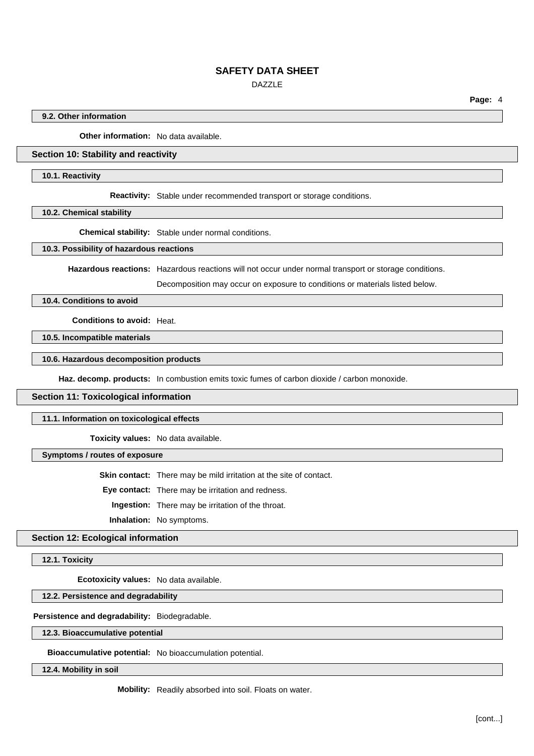### 9.2. Other information

**Other information:** No data available.

## Section 10: Stability and reactivity

### 10.1. Reactivity

**Reactivity:** Stable under recommended transport or storage conditions.

### 10.2. Chemical stability

**Chemical stability:** Stable under normal conditions.

### 10.3. Possibility of hazardous reactions

**Hazardous reactions:** Hazardous reactions will not occur under normal transport or storage conditions.

Decomposition may occur on exposure to conditions or materials listed below.

### 10.4. Conditions to avoid

**Conditions to avoid:** Heat.

### 10.5. Incompatible materials

### 10.6. Hazardous decomposition products

**Haz. decomp. products:** In combustion emits toxic fumes of carbon dioxide / carbon monoxide.

## Section 11: Toxicological information

### 11.1. Information on toxicological effects

**Toxicity values:** No data available.

### Symptoms / routes of exposure

**Skin contact:** There may be mild irritation at the site of contact.

**Eye contact:** There may be irritation and redness.

**Ingestion:** There may be irritation of the throat.

**Inhalation:** No symptoms.

## Section 12: Ecological information

### 12.1. Toxicity

**Ecotoxicity values:** No data available.

### 12.2. Persistence and degradability

**Persistence and degradability:** Biodegradable.

### 12.3. Bioaccumulative potential

**Bioaccumulative potential:** No bioaccumulation potential.

### 12.4. Mobility in soil

**Mobility:** Readily absorbed into soil. Floats on water.

[cont...]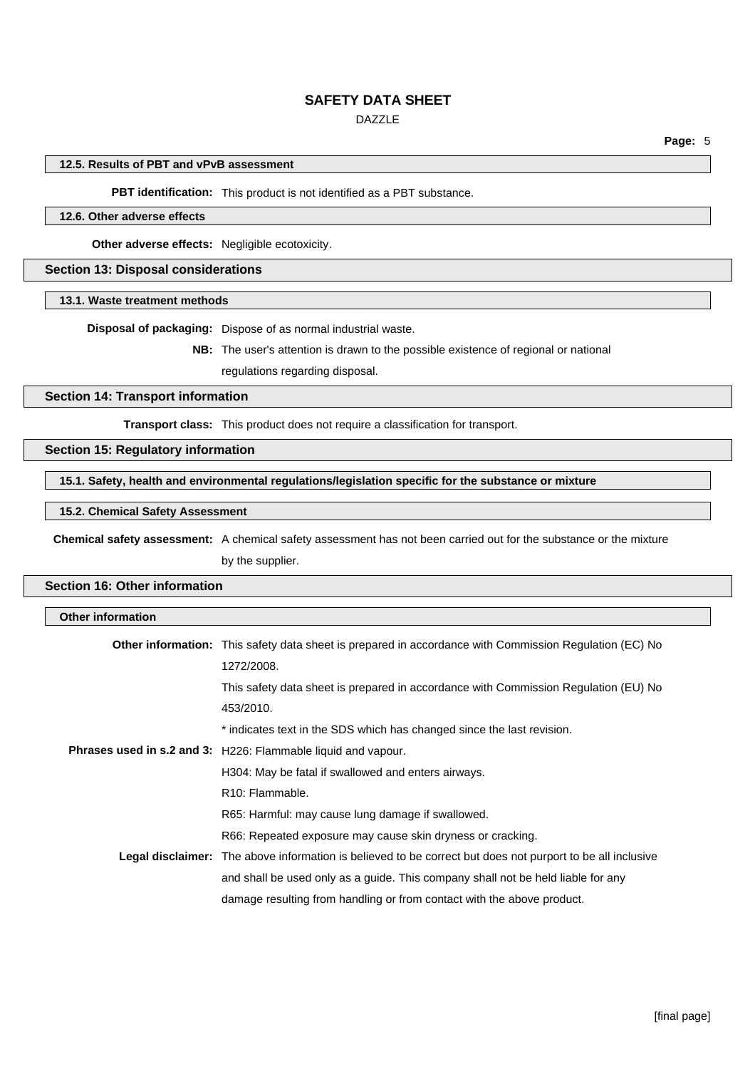#### 12.5. Results of PBT and vPvB assessment

**PBT identification:** This product is not identified as a PBT substance.

#### 12.6. Other adverse effects

**Other adverse effects:** Negligible ecotoxicity.

### Section 13: Disposal considerations

#### 13.1. Waste treatment methods

**Disposal of packaging:** Dispose of as normal industrial waste.

**NB:** The user's attention is drawn to the possible existence of regional or national regulations regarding disposal.

### Section 14: Transport information

**Transport class:** This product does not require a classification for transport.

### Section 15: Regulatory information

#### 15.1. Safety, health and environmental regulations/legislation specific for the substance or mixture

#### 15.2. Chemical Safety Assessment

**Chemical safety assessment:** A chemical safety assessment has not been carried out for the substance or the mixture by the supplier.

### Section 16: Other information

#### Other information

**Other information:** This safety data sheet is prepared in accordance with Commission Regulation (EC) No 1272/2008.

This safety data sheet is prepared in accordance with Commission Regulation (EU) No 453/2010.

* indicates text in the SDS which has changed since the last revision.

**Phrases used in s.2 and 3:** H226: Flammable liquid and vapour.

H304: May be fatal if swallowed and enters airways.

R10: Flammable.

R65: Harmful: may cause lung damage if swallowed.

R66: Repeated exposure may cause skin dryness or cracking.

**Legal disclaimer:** The above information is believed to be correct but does not purport to be all inclusive and shall be used only as a guide. This company shall not be held liable for any damage resulting from handling or from contact with the above product.

[final page]